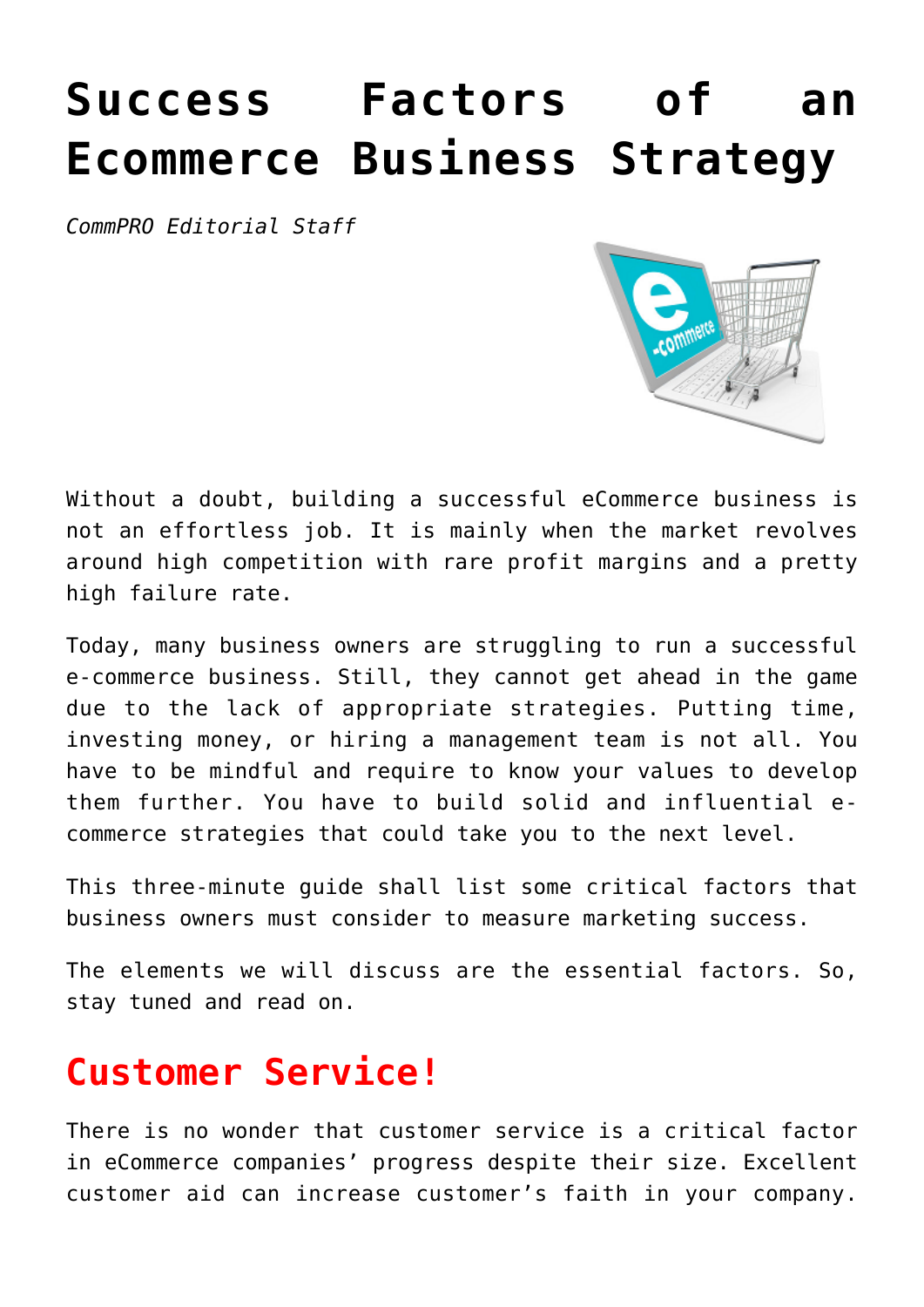# Success Factors of an Ecommerce Business Strategy

*CommPRO Editorial Staff*

Without a doubt, building a successful eCommerce business is not an effortless job. It is mainly when the market revolves around high competition with rare profit margins and a pretty high failure rate.

Today, many business owners are struggling to run a successful e-commerce business. Still, they cannot get ahead in the game due to the lack of appropriate strategies. Putting time, investing money, or hiring a management team is not all. You have to be mindful and require to know your values to develop them further. You have to build solid and influential e-commerce strategies that could take you to the next level.

This three-minute guide shall list some critical factors that business owners must consider to measure marketing success.

The elements we will discuss are the essential factors. So, stay tuned and read on.

## Customer Service!

There is no wonder that customer service is a critical factor in eCommerce companies' progress despite their size. Excellent customer aid can increase customer's faith in your company.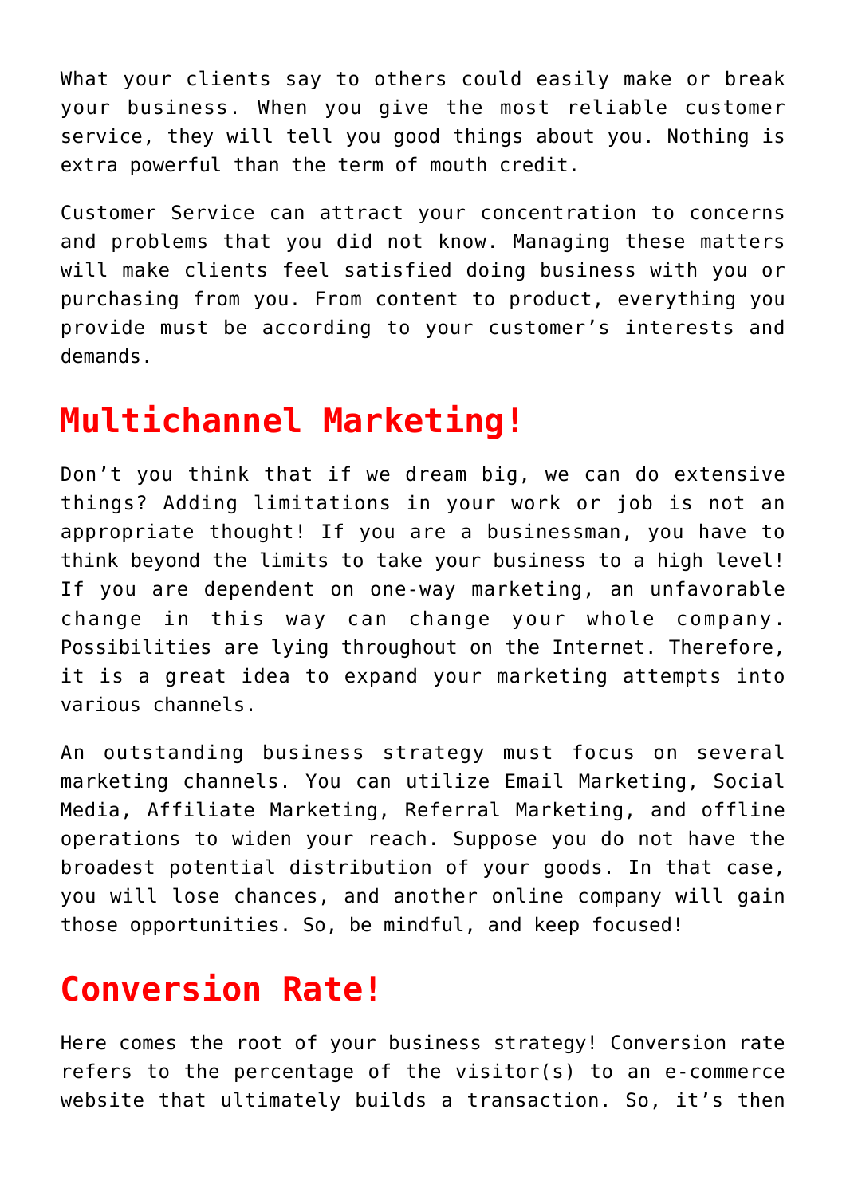What your clients say to others could easily make or break your business. When you give the most reliable customer service, they will tell you good things about you. Nothing is extra powerful than the term of mouth credit.

Customer Service can attract your concentration to concerns and problems that you did not know. Managing these matters will make clients feel satisfied doing business with you or purchasing from you. From content to product, everything you provide must be according to your customer's interests and demands.

## Multichannel Marketing!

Don't you think that if we dream big, we can do extensive things? Adding limitations in your work or job is not an appropriate thought! If you are a businessman, you have to think beyond the limits to take your business to a high level! If you are dependent on one-way marketing, an unfavorable change in this way can change your whole company. Possibilities are lying throughout on the Internet. Therefore, it is a great idea to expand your marketing attempts into various channels.

An outstanding business strategy must focus on several marketing channels. You can utilize Email Marketing, Social Media, Affiliate Marketing, Referral Marketing, and offline operations to widen your reach. Suppose you do not have the broadest potential distribution of your goods. In that case, you will lose chances, and another online company will gain those opportunities. So, be mindful, and keep focused!

## Conversion Rate!

Here comes the root of your business strategy! Conversion rate refers to the percentage of the visitor(s) to an e-commerce website that ultimately builds a transaction. So, it's then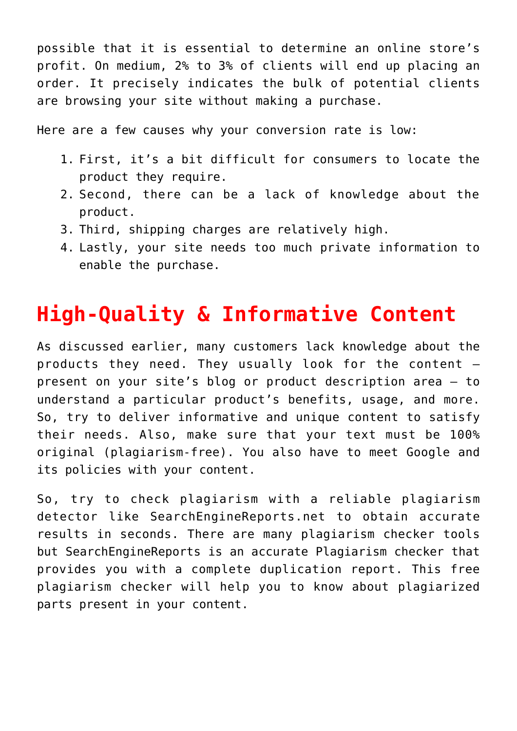possible that it is essential to determine an online store's profit. On medium, 2% to 3% of clients will end up placing an order. It precisely indicates the bulk of potential clients are browsing your site without making a purchase.

Here are a few causes why your conversion rate is low:

1. First, it's a bit difficult for consumers to locate the product they require.
2. Second, there can be a lack of knowledge about the product.
3. Third, shipping charges are relatively high.
4. Lastly, your site needs too much private information to enable the purchase.

## High-Quality & Informative Content

As discussed earlier, many customers lack knowledge about the products they need. They usually look for the content – present on your site's blog or product description area – to understand a particular product's benefits, usage, and more. So, try to deliver informative and unique content to satisfy their needs. Also, make sure that your text must be 100% original (plagiarism-free). You also have to meet Google and its policies with your content.

So, try to check plagiarism with a reliable plagiarism detector like SearchEngineReports.net to obtain accurate results in seconds. There are many plagiarism checker tools but SearchEngineReports is an accurate Plagiarism checker that provides you with a complete duplication report. This free plagiarism checker will help you to know about plagiarized parts present in your content.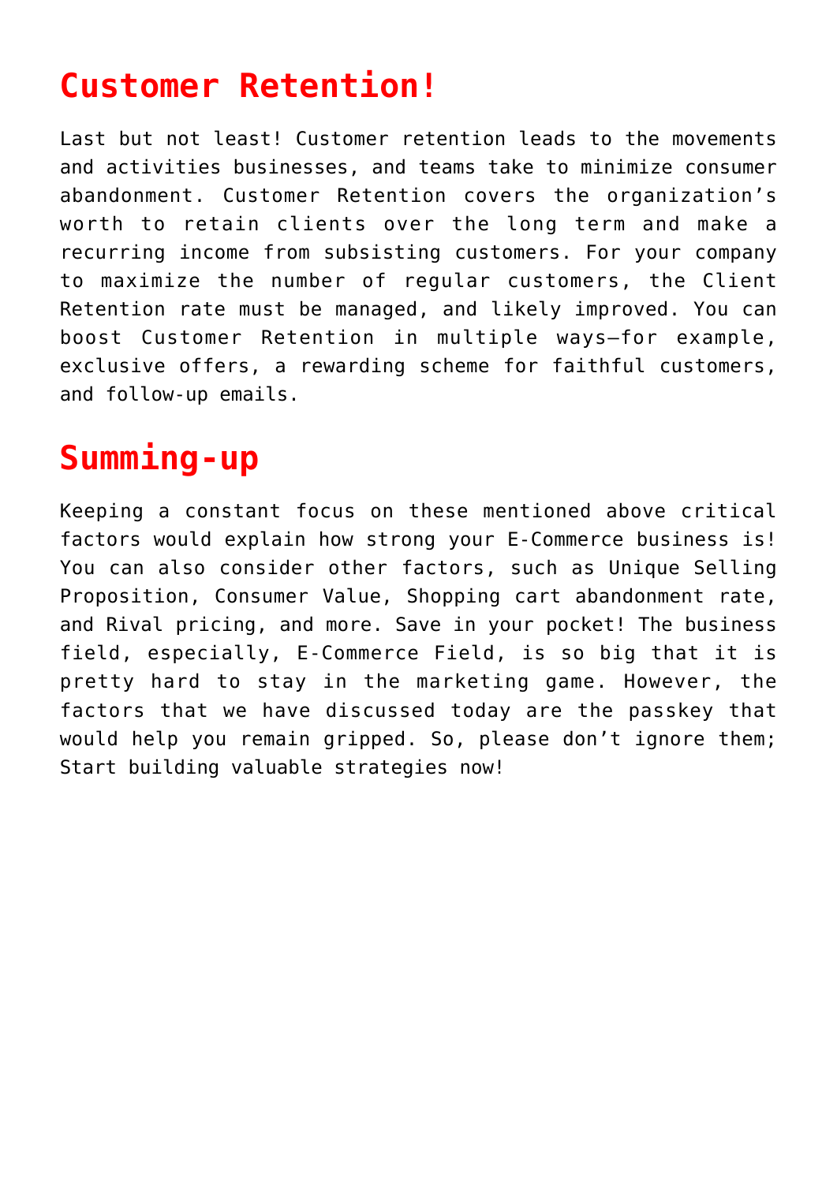## Customer Retention!

Last but not least! Customer retention leads to the movements and activities businesses, and teams take to minimize consumer abandonment. Customer Retention covers the organization's worth to retain clients over the long term and make a recurring income from subsisting customers. For your company to maximize the number of regular customers, the Client Retention rate must be managed, and likely improved. You can boost Customer Retention in multiple ways—for example, exclusive offers, a rewarding scheme for faithful customers, and follow-up emails.

## Summing-up

Keeping a constant focus on these mentioned above critical factors would explain how strong your E-Commerce business is! You can also consider other factors, such as Unique Selling Proposition, Consumer Value, Shopping cart abandonment rate, and Rival pricing, and more. Save in your pocket! The business field, especially, E-Commerce Field, is so big that it is pretty hard to stay in the marketing game. However, the factors that we have discussed today are the passkey that would help you remain gripped. So, please don't ignore them; Start building valuable strategies now!